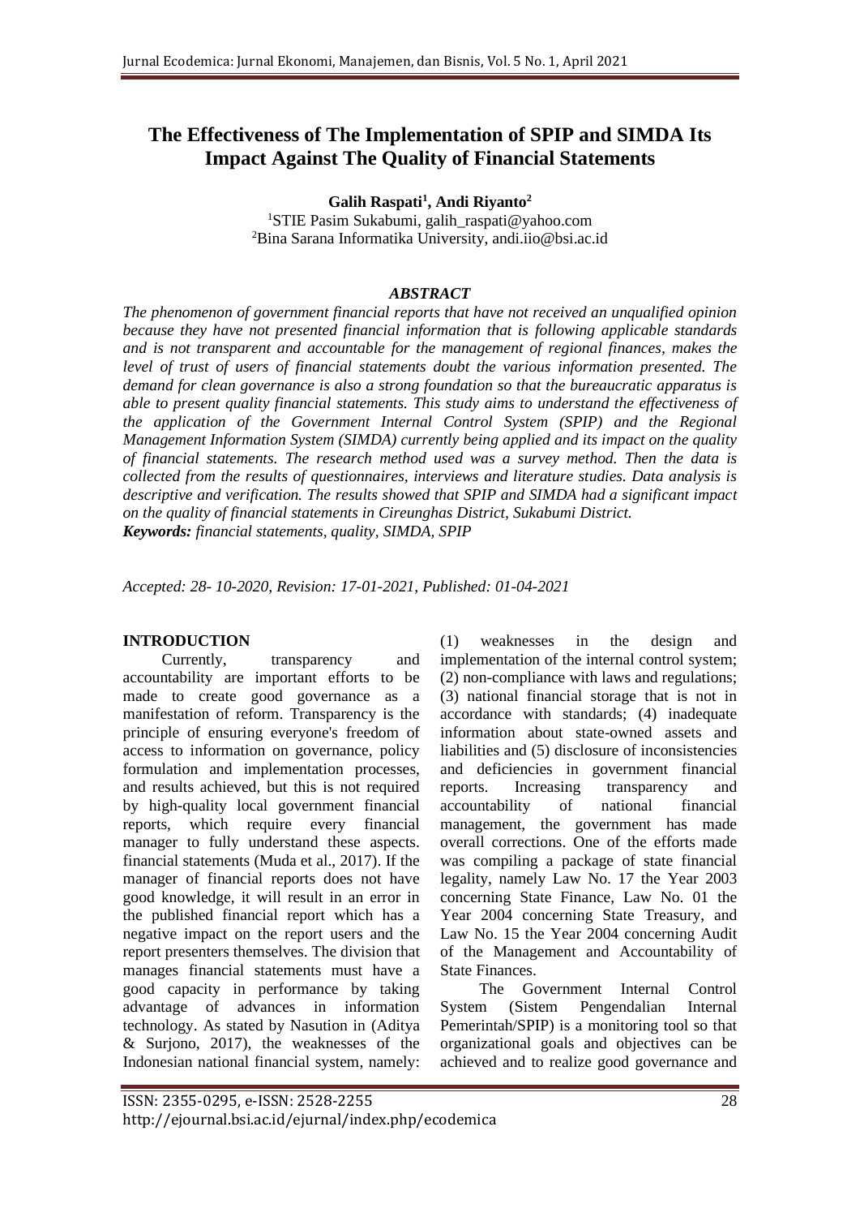# The Effectiveness of The Implementation of SPIP and SIMDA Its Impact Against The Quality of Financial Statements

**Galih Raspati[1], Andi Riyanto[2]**

[1]STIE Pasim Sukabumi, galih_raspati@yahoo.com
[2]Bina Sarana Informatika University, andi.iio@bsi.ac.id

## *ABSTRACT*

*The phenomenon of government financial reports that have not received an unqualified opinion because they have not presented financial information that is following applicable standards and is not transparent and accountable for the management of regional finances, makes the level of trust of users of financial statements doubt the various information presented. The demand for clean governance is also a strong foundation so that the bureaucratic apparatus is able to present quality financial statements. This study aims to understand the effectiveness of the application of the Government Internal Control System (SPIP) and the Regional Management Information System (SIMDA) currently being applied and its impact on the quality of financial statements. The research method used was a survey method. Then the data is collected from the results of questionnaires, interviews and literature studies. Data analysis is descriptive and verification. The results showed that SPIP and SIMDA had a significant impact on the quality of financial statements in Cireunghas District, Sukabumi District.*

***Keywords:*** *financial statements, quality, SIMDA, SPIP*

*Accepted: 28- 10-2020, Revision: 17-01-2021, Published: 01-04-2021*

## INTRODUCTION

Currently, transparency and accountability are important efforts to be made to create good governance as a manifestation of reform. Transparency is the principle of ensuring everyone's freedom of access to information on governance, policy formulation and implementation processes, and results achieved, but this is not required by high-quality local government financial reports, which require every financial manager to fully understand these aspects. financial statements (Muda et al., 2017). If the manager of financial reports does not have good knowledge, it will result in an error in the published financial report which has a negative impact on the report users and the report presenters themselves. The division that manages financial statements must have a good capacity in performance by taking advantage of advances in information technology. As stated by Nasution in (Aditya & Surjono, 2017), the weaknesses of the Indonesian national financial system, namely: (1) weaknesses in the design and implementation of the internal control system; (2) non-compliance with laws and regulations; (3) national financial storage that is not in accordance with standards; (4) inadequate information about state-owned assets and liabilities and (5) disclosure of inconsistencies and deficiencies in government financial reports. Increasing transparency and accountability of national financial management, the government has made overall corrections. One of the efforts made was compiling a package of state financial legality, namely Law No. 17 the Year 2003 concerning State Finance, Law No. 01 the Year 2004 concerning State Treasury, and Law No. 15 the Year 2004 concerning Audit of the Management and Accountability of State Finances.

The Government Internal Control System (Sistem Pengendalian Internal Pemerintah/SPIP) is a monitoring tool so that organizational goals and objectives can be achieved and to realize good governance and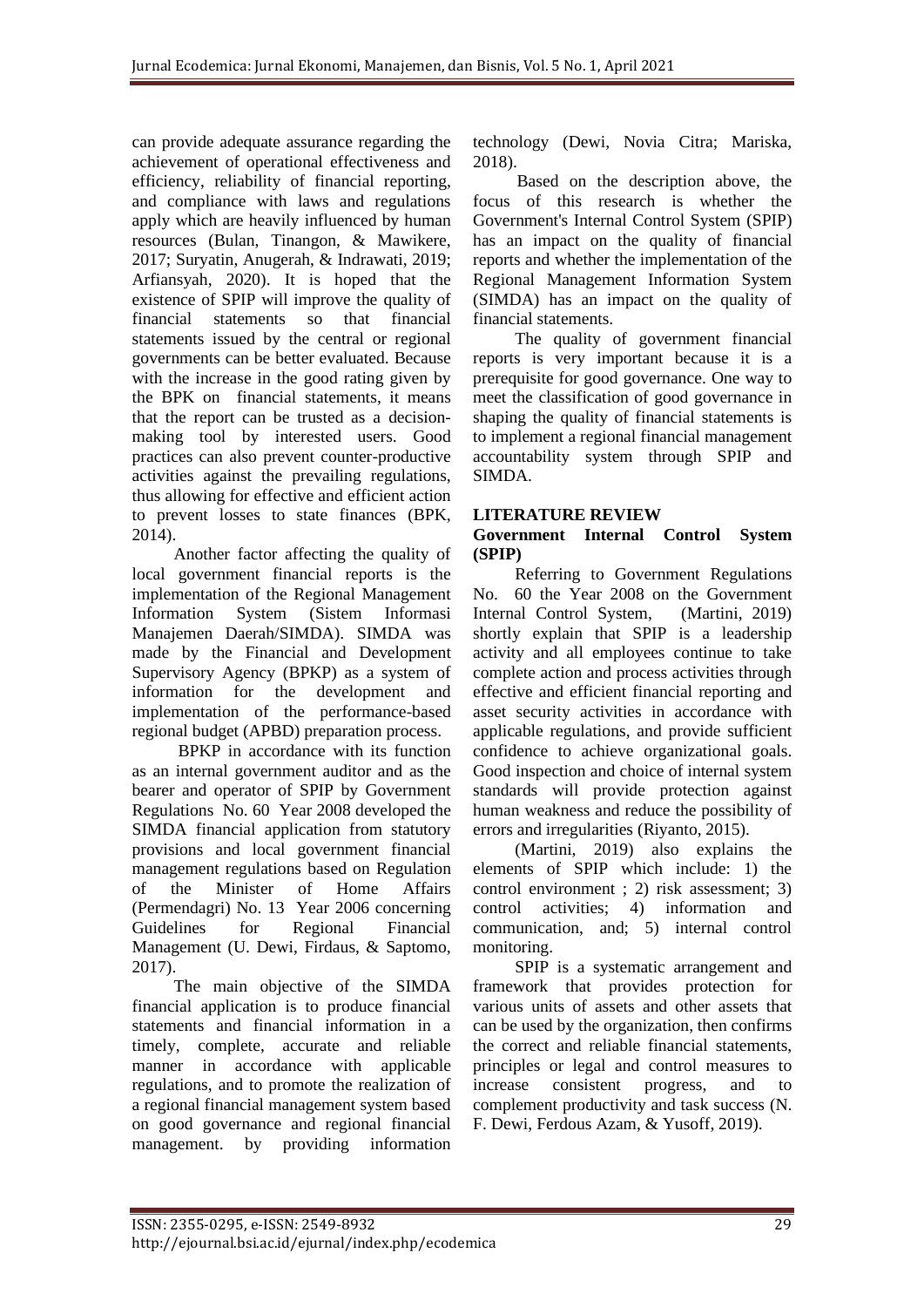can provide adequate assurance regarding the achievement of operational effectiveness and efficiency, reliability of financial reporting, and compliance with laws and regulations apply which are heavily influenced by human resources (Bulan, Tinangon, & Mawikere, 2017; Suryatin, Anugerah, & Indrawati, 2019; Arfiansyah, 2020). It is hoped that the existence of SPIP will improve the quality of financial statements so that financial statements issued by the central or regional governments can be better evaluated. Because with the increase in the good rating given by the BPK on financial statements, it means that the report can be trusted as a decision-making tool by interested users. Good practices can also prevent counter-productive activities against the prevailing regulations, thus allowing for effective and efficient action to prevent losses to state finances (BPK, 2014).

Another factor affecting the quality of local government financial reports is the implementation of the Regional Management Information System (Sistem Informasi Manajemen Daerah/SIMDA). SIMDA was made by the Financial and Development Supervisory Agency (BPKP) as a system of information for the development and implementation of the performance-based regional budget (APBD) preparation process.

BPKP in accordance with its function as an internal government auditor and as the bearer and operator of SPIP by Government Regulations No. 60 Year 2008 developed the SIMDA financial application from statutory provisions and local government financial management regulations based on Regulation of the Minister of Home Affairs (Permendagri) No. 13 Year 2006 concerning Guidelines for Regional Financial Management (U. Dewi, Firdaus, & Saptomo, 2017).

The main objective of the SIMDA financial application is to produce financial statements and financial information in a timely, complete, accurate and reliable manner in accordance with applicable regulations, and to promote the realization of a regional financial management system based on good governance and regional financial management. by providing information technology (Dewi, Novia Citra; Mariska, 2018).

Based on the description above, the focus of this research is whether the Government's Internal Control System (SPIP) has an impact on the quality of financial reports and whether the implementation of the Regional Management Information System (SIMDA) has an impact on the quality of financial statements.

The quality of government financial reports is very important because it is a prerequisite for good governance. One way to meet the classification of good governance in shaping the quality of financial statements is to implement a regional financial management accountability system through SPIP and SIMDA.

## LITERATURE REVIEW

### Government Internal Control System (SPIP)

Referring to Government Regulations No. 60 the Year 2008 on the Government Internal Control System, (Martini, 2019) shortly explain that SPIP is a leadership activity and all employees continue to take complete action and process activities through effective and efficient financial reporting and asset security activities in accordance with applicable regulations, and provide sufficient confidence to achieve organizational goals. Good inspection and choice of internal system standards will provide protection against human weakness and reduce the possibility of errors and irregularities (Riyanto, 2015).

(Martini, 2019) also explains the elements of SPIP which include: 1) the control environment ; 2) risk assessment; 3) control activities; 4) information and communication, and; 5) internal control monitoring.

SPIP is a systematic arrangement and framework that provides protection for various units of assets and other assets that can be used by the organization, then confirms the correct and reliable financial statements, principles or legal and control measures to increase consistent progress, and to complement productivity and task success (N. F. Dewi, Ferdous Azam, & Yusoff, 2019).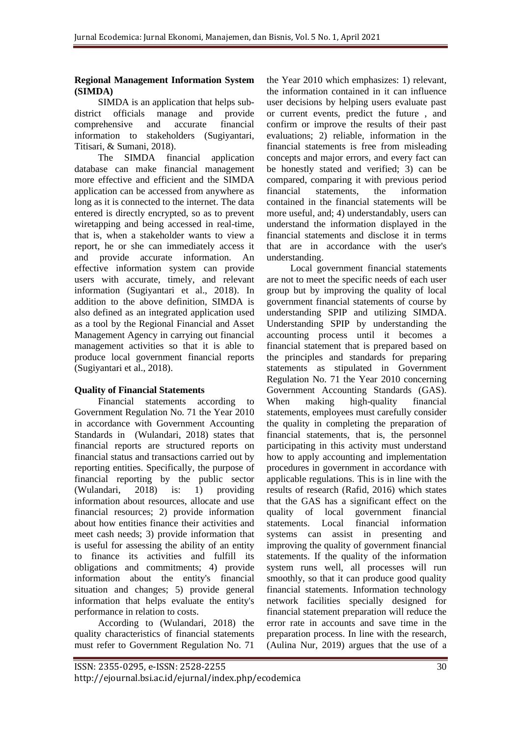**Regional Management Information System (SIMDA)**

SIMDA is an application that helps sub-district officials manage and provide comprehensive and accurate financial information to stakeholders (Sugiyantari, Titisari, & Sumani, 2018).

The SIMDA financial application database can make financial management more effective and efficient and the SIMDA application can be accessed from anywhere as long as it is connected to the internet. The data entered is directly encrypted, so as to prevent wiretapping and being accessed in real-time, that is, when a stakeholder wants to view a report, he or she can immediately access it and provide accurate information. An effective information system can provide users with accurate, timely, and relevant information (Sugiyantari et al., 2018). In addition to the above definition, SIMDA is also defined as an integrated application used as a tool by the Regional Financial and Asset Management Agency in carrying out financial management activities so that it is able to produce local government financial reports (Sugiyantari et al., 2018).

**Quality of Financial Statements**

Financial statements according to Government Regulation No. 71 the Year 2010 in accordance with Government Accounting Standards in (Wulandari, 2018) states that financial reports are structured reports on financial status and transactions carried out by reporting entities. Specifically, the purpose of financial reporting by the public sector (Wulandari, 2018) is: 1) providing information about resources, allocate and use financial resources; 2) provide information about how entities finance their activities and meet cash needs; 3) provide information that is useful for assessing the ability of an entity to finance its activities and fulfill its obligations and commitments; 4) provide information about the entity's financial situation and changes; 5) provide general information that helps evaluate the entity's performance in relation to costs.

According to (Wulandari, 2018) the quality characteristics of financial statements must refer to Government Regulation No. 71 the Year 2010 which emphasizes: 1) relevant, the information contained in it can influence user decisions by helping users evaluate past or current events, predict the future , and confirm or improve the results of their past evaluations; 2) reliable, information in the financial statements is free from misleading concepts and major errors, and every fact can be honestly stated and verified; 3) can be compared, comparing it with previous period financial statements, the information contained in the financial statements will be more useful, and; 4) understandably, users can understand the information displayed in the financial statements and disclose it in terms that are in accordance with the user's understanding.

Local government financial statements are not to meet the specific needs of each user group but by improving the quality of local government financial statements of course by understanding SPIP and utilizing SIMDA. Understanding SPIP by understanding the accounting process until it becomes a financial statement that is prepared based on the principles and standards for preparing statements as stipulated in Government Regulation No. 71 the Year 2010 concerning Government Accounting Standards (GAS). When making high-quality financial statements, employees must carefully consider the quality in completing the preparation of financial statements, that is, the personnel participating in this activity must understand how to apply accounting and implementation procedures in government in accordance with applicable regulations. This is in line with the results of research (Rafid, 2016) which states that the GAS has a significant effect on the quality of local government financial statements. Local financial information systems can assist in presenting and improving the quality of government financial statements. If the quality of the information system runs well, all processes will run smoothly, so that it can produce good quality financial statements. Information technology network facilities specially designed for financial statement preparation will reduce the error rate in accounts and save time in the preparation process. In line with the research, (Aulina Nur, 2019) argues that the use of a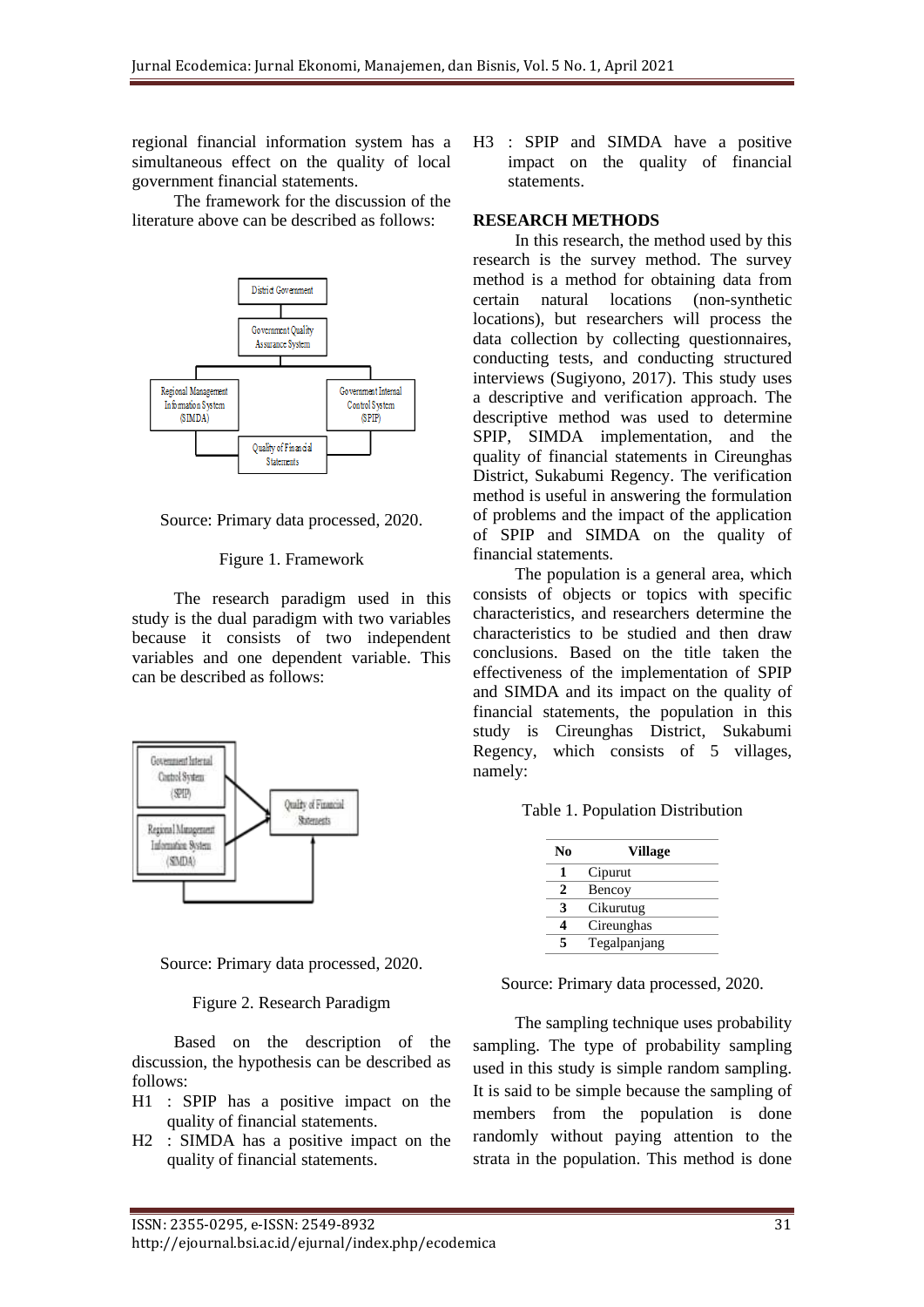regional financial information system has a simultaneous effect on the quality of local government financial statements.

The framework for the discussion of the literature above can be described as follows:

District Government

Government Quality Assurance System

Regional Management Information System (SIMDA)

Government Internal Control System (SPIP)

Quality of Financial Statements

Source: Primary data processed, 2020.

Figure 1. Framework

The research paradigm used in this study is the dual paradigm with two variables because it consists of two independent variables and one dependent variable. This can be described as follows:

Government Internal Control System (SPIP)

Regional Management Information System (SIMDA)

Quality of Financial Statements

Source: Primary data processed, 2020.

Figure 2. Research Paradigm

Based on the description of the discussion, the hypothesis can be described as follows:

H1 : SPIP has a positive impact on the quality of financial statements.

H2 : SIMDA has a positive impact on the quality of financial statements.

H3 : SPIP and SIMDA have a positive impact on the quality of financial statements.

## RESEARCH METHODS

In this research, the method used by this research is the survey method. The survey method is a method for obtaining data from certain natural locations (non-synthetic locations), but researchers will process the data collection by collecting questionnaires, conducting tests, and conducting structured interviews (Sugiyono, 2017). This study uses a descriptive and verification approach. The descriptive method was used to determine SPIP, SIMDA implementation, and the quality of financial statements in Cireunghas District, Sukabumi Regency. The verification method is useful in answering the formulation of problems and the impact of the application of SPIP and SIMDA on the quality of financial statements.

The population is a general area, which consists of objects or topics with specific characteristics, and researchers determine the characteristics to be studied and then draw conclusions. Based on the title taken the effectiveness of the implementation of SPIP and SIMDA and its impact on the quality of financial statements, the population in this study is Cireunghas District, Sukabumi Regency, which consists of 5 villages, namely:

Table 1. Population Distribution

| No | Village |
|---|---|
| 1 | Cipurut |
| 2 | Bencoy |
| 3 | Cikurutug |
| 4 | Cireunghas |
| 5 | Tegalpanjang |

Source: Primary data processed, 2020.

The sampling technique uses probability sampling. The type of probability sampling used in this study is simple random sampling. It is said to be simple because the sampling of members from the population is done randomly without paying attention to the strata in the population. This method is done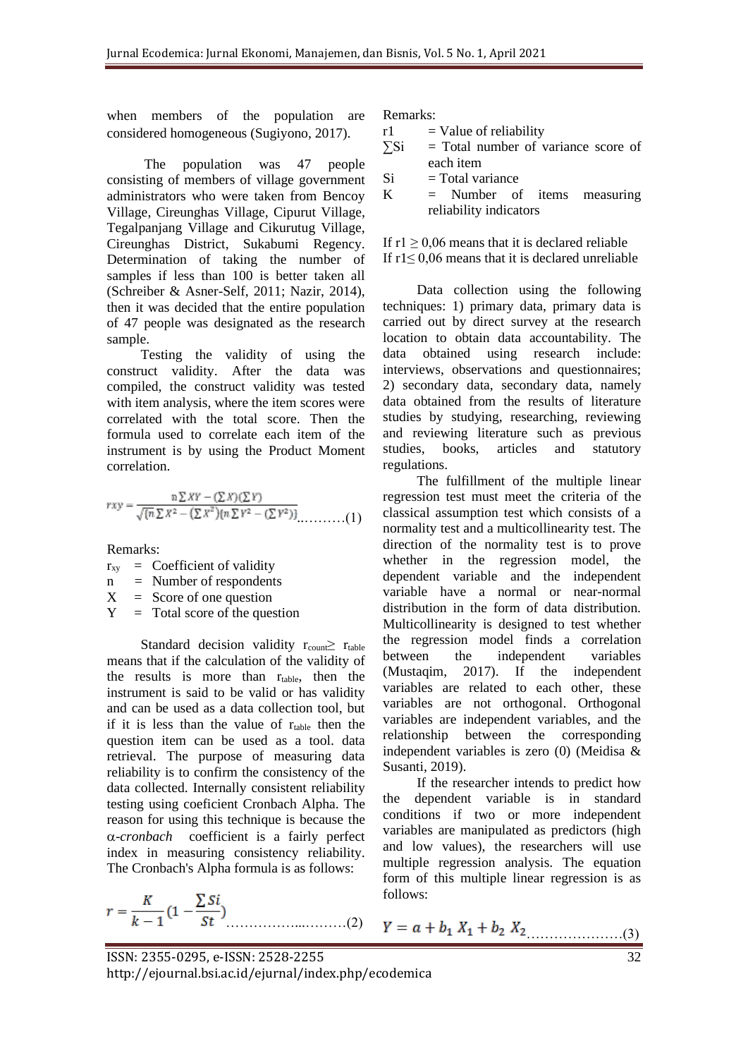when members of the population are considered homogeneous (Sugiyono, 2017).

The population was 47 people consisting of members of village government administrators who were taken from Bencoy Village, Cireunghas Village, Cipurut Village, Tegalpanjang Village and Cikurutug Village, Cireunghas District, Sukabumi Regency. Determination of taking the number of samples if less than 100 is better taken all (Schreiber & Asner-Self, 2011; Nazir, 2014), then it was decided that the entire population of 47 people was designated as the research sample.

Testing the validity of using the construct validity. After the data was compiled, the construct validity was tested with item analysis, where the item scores were correlated with the total score. Then the formula used to correlate each item of the instrument is by using the Product Moment correlation.

$$rxy = \frac{n\sum XY - (\sum X)(\sum Y)}{\sqrt{\{n\sum X^2 - (\sum X^2)\}\{n\sum Y^2 - (\sum Y^2)\}}} \quad \text{..........(1)}$$

Remarks:

$r_{xy}$ = Coefficient of validity
n = Number of respondents
X = Score of one question
Y = Total score of the question

Standard decision validity $r_{count} \geq r_{table}$ means that if the calculation of the validity of the results is more than $r_{table}$, then the instrument is said to be valid or has validity and can be used as a data collection tool, but if it is less than the value of $r_{table}$ then the question item can be used as a tool. data retrieval. The purpose of measuring data reliability is to confirm the consistency of the data collected. Internally consistent reliability testing using coeficient Cronbach Alpha. The reason for using this technique is because the $\alpha$-*cronbach* coefficient is a fairly perfect index in measuring consistency reliability. The Cronbach's Alpha formula is as follows:

$$r = \frac{K}{k-1}\left(1 - \frac{\sum Si}{St}\right) \quad \text{.......................(2)}$$

Remarks:

r1 = Value of reliability
∑Si = Total number of variance score of each item
Si = Total variance
K = Number of items measuring reliability indicators

If $r1 \geq 0{,}06$ means that it is declared reliable
If $r1 \leq 0{,}06$ means that it is declared unreliable

Data collection using the following techniques: 1) primary data, primary data is carried out by direct survey at the research location to obtain data accountability. The data obtained using research include: interviews, observations and questionnaires; 2) secondary data, secondary data, namely data obtained from the results of literature studies by studying, researching, reviewing and reviewing literature such as previous studies, books, articles and statutory regulations.

The fulfillment of the multiple linear regression test must meet the criteria of the classical assumption test which consists of a normality test and a multicollinearity test. The direction of the normality test is to prove whether in the regression model, the dependent variable and the independent variable have a normal or near-normal distribution in the form of data distribution. Multicollinearity is designed to test whether the regression model finds a correlation between the independent variables (Mustaqim, 2017). If the independent variables are related to each other, these variables are not orthogonal. Orthogonal variables are independent variables, and the relationship between the corresponding independent variables is zero (0) (Meidisa & Susanti, 2019).

If the researcher intends to predict how the dependent variable is in standard conditions if two or more independent variables are manipulated as predictors (high and low values), the researchers will use multiple regression analysis. The equation form of this multiple linear regression is as follows:

$$Y = a + b_1 X_1 + b_2 X_2 \quad \text{...................(3)}$$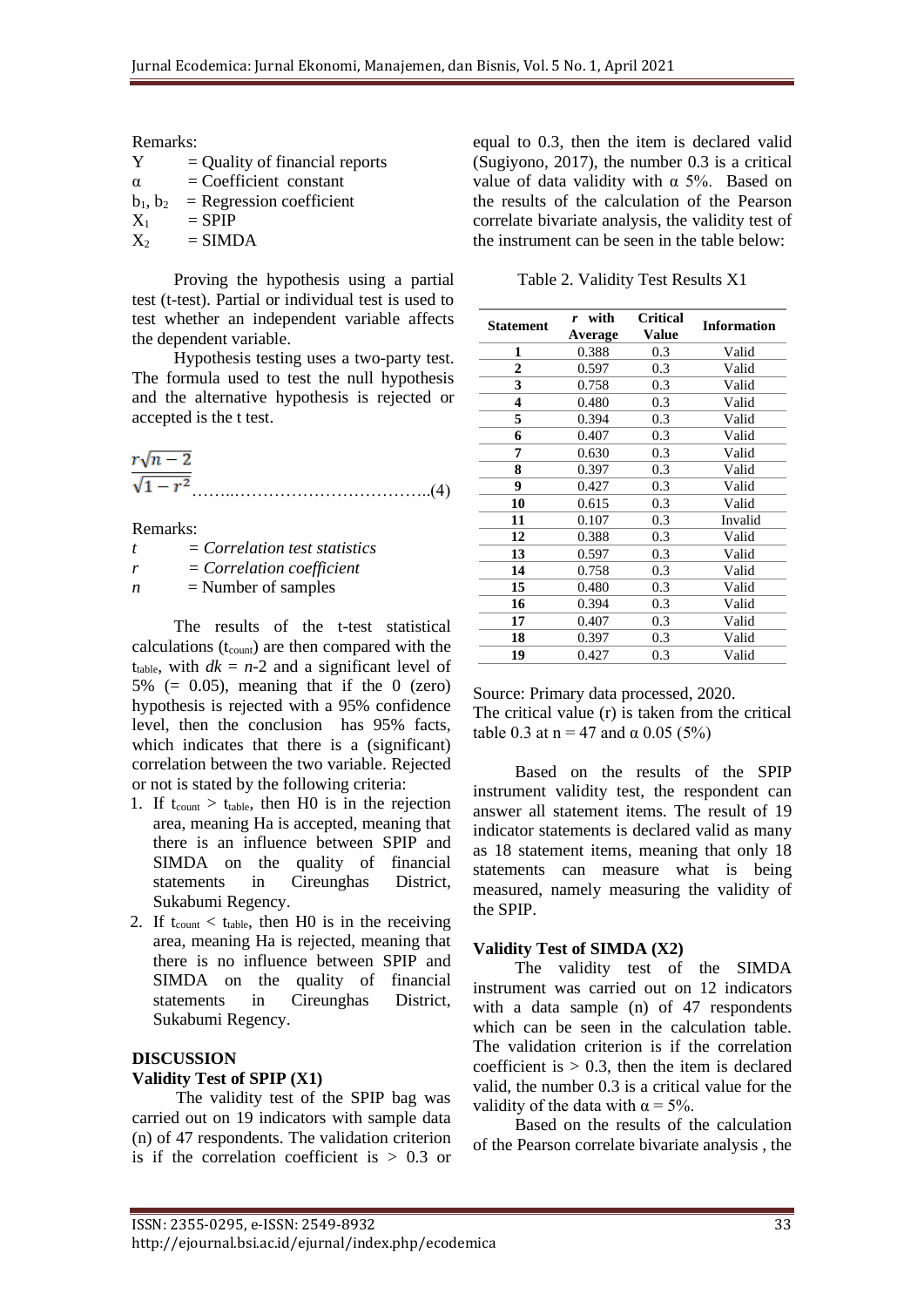Remarks:

Y = Quality of financial reports
α = Coefficient constant
$b_1, b_2$ = Regression coefficient
$X_1$ = SPIP
$X_2$ = SIMDA

Proving the hypothesis using a partial test (t-test). Partial or individual test is used to test whether an independent variable affects the dependent variable.

Hypothesis testing uses a two-party test. The formula used to test the null hypothesis and the alternative hypothesis is rejected or accepted is the t test.

$$\frac{r\sqrt{n-2}}{\sqrt{1-r^2}} \quad \ldots\ldots\ldots\ldots\ldots\ldots\ldots\ldots\ldots\ldots\ldots\ldots\ldots(4)$$

Remarks:

*t* = *Correlation test statistics*
*r* = *Correlation coefficient*
*n* = Number of samples

The results of the t-test statistical calculations ($t_{count}$) are then compared with the $t_{table}$, with $dk = n$-2 and a significant level of 5% (= 0.05), meaning that if the 0 (zero) hypothesis is rejected with a 95% confidence level, then the conclusion has 95% facts, which indicates that there is a (significant) correlation between the two variable. Rejected or not is stated by the following criteria:

1. If $t_{count} > t_{table}$, then H0 is in the rejection area, meaning Ha is accepted, meaning that there is an influence between SPIP and SIMDA on the quality of financial statements in Cireunghas District, Sukabumi Regency.
2. If $t_{count} < t_{table}$, then H0 is in the receiving area, meaning Ha is rejected, meaning that there is no influence between SPIP and SIMDA on the quality of financial statements in Cireunghas District, Sukabumi Regency.

## DISCUSSION

### Validity Test of SPIP (X1)

The validity test of the SPIP bag was carried out on 19 indicators with sample data (n) of 47 respondents. The validation criterion is if the correlation coefficient is > 0.3 or equal to 0.3, then the item is declared valid (Sugiyono, 2017), the number 0.3 is a critical value of data validity with α 5%. Based on the results of the calculation of the Pearson correlate bivariate analysis, the validity test of the instrument can be seen in the table below:

Table 2. Validity Test Results X1

| Statement | *r* with Average | Critical Value | Information |
|---|---|---|---|
| 1 | 0.388 | 0.3 | Valid |
| 2 | 0.597 | 0.3 | Valid |
| 3 | 0.758 | 0.3 | Valid |
| 4 | 0.480 | 0.3 | Valid |
| 5 | 0.394 | 0.3 | Valid |
| 6 | 0.407 | 0.3 | Valid |
| 7 | 0.630 | 0.3 | Valid |
| 8 | 0.397 | 0.3 | Valid |
| 9 | 0.427 | 0.3 | Valid |
| 10 | 0.615 | 0.3 | Valid |
| 11 | 0.107 | 0.3 | Invalid |
| 12 | 0.388 | 0.3 | Valid |
| 13 | 0.597 | 0.3 | Valid |
| 14 | 0.758 | 0.3 | Valid |
| 15 | 0.480 | 0.3 | Valid |
| 16 | 0.394 | 0.3 | Valid |
| 17 | 0.407 | 0.3 | Valid |
| 18 | 0.397 | 0.3 | Valid |
| 19 | 0.427 | 0.3 | Valid |

Source: Primary data processed, 2020.
The critical value (r) is taken from the critical table 0.3 at n = 47 and α 0.05 (5%)

Based on the results of the SPIP instrument validity test, the respondent can answer all statement items. The result of 19 indicator statements is declared valid as many as 18 statement items, meaning that only 18 statements can measure what is being measured, namely measuring the validity of the SPIP.

### Validity Test of SIMDA (X2)

The validity test of the SIMDA instrument was carried out on 12 indicators with a data sample (n) of 47 respondents which can be seen in the calculation table. The validation criterion is if the correlation coefficient is > 0.3, then the item is declared valid, the number 0.3 is a critical value for the validity of the data with α = 5%.

Based on the results of the calculation of the Pearson correlate bivariate analysis , the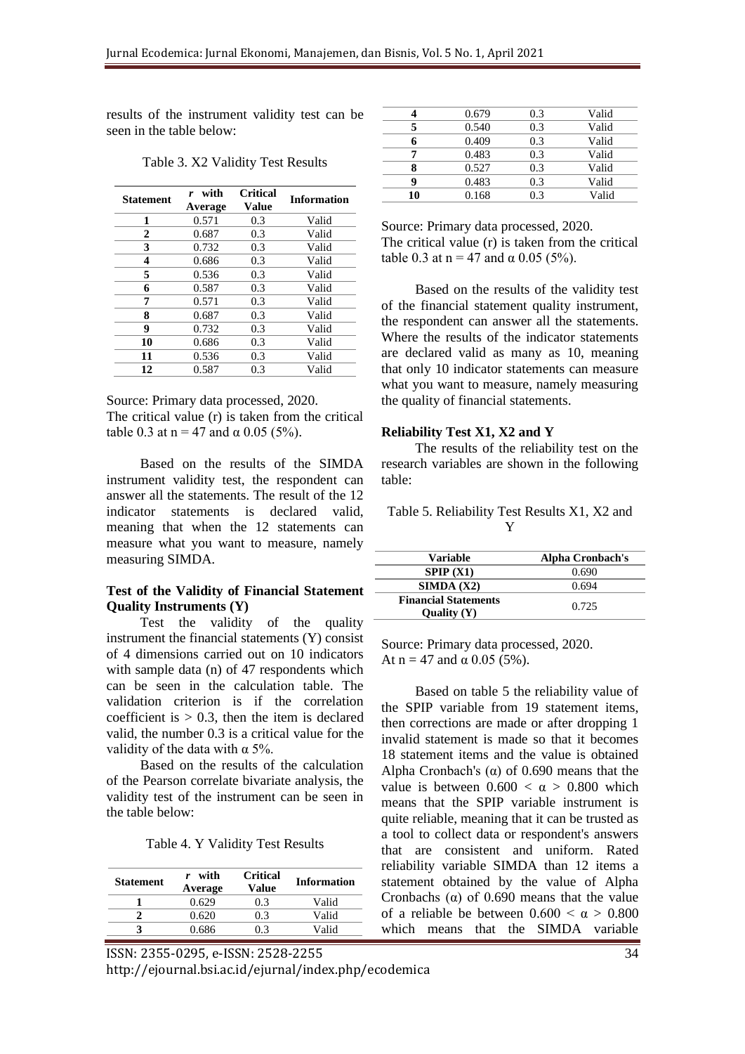results of the instrument validity test can be seen in the table below:

Table 3. X2 Validity Test Results

| Statement | *r* with Average | Critical Value | Information |
|---|---|---|---|
| 1 | 0.571 | 0.3 | Valid |
| 2 | 0.687 | 0.3 | Valid |
| 3 | 0.732 | 0.3 | Valid |
| 4 | 0.686 | 0.3 | Valid |
| 5 | 0.536 | 0.3 | Valid |
| 6 | 0.587 | 0.3 | Valid |
| 7 | 0.571 | 0.3 | Valid |
| 8 | 0.687 | 0.3 | Valid |
| 9 | 0.732 | 0.3 | Valid |
| 10 | 0.686 | 0.3 | Valid |
| 11 | 0.536 | 0.3 | Valid |
| 12 | 0.587 | 0.3 | Valid |

Source: Primary data processed, 2020.
The critical value (r) is taken from the critical table 0.3 at n = 47 and α 0.05 (5%).

Based on the results of the SIMDA instrument validity test, the respondent can answer all the statements. The result of the 12 indicator statements is declared valid, meaning that when the 12 statements can measure what you want to measure, namely measuring SIMDA.

### Test of the Validity of Financial Statement Quality Instruments (Y)

Test the validity of the quality instrument the financial statements (Y) consist of 4 dimensions carried out on 10 indicators with sample data (n) of 47 respondents which can be seen in the calculation table. The validation criterion is if the correlation coefficient is > 0.3, then the item is declared valid, the number 0.3 is a critical value for the validity of the data with α 5%.

Based on the results of the calculation of the Pearson correlate bivariate analysis, the validity test of the instrument can be seen in the table below:

Table 4. Y Validity Test Results

| Statement | *r* with Average | Critical Value | Information |
|---|---|---|---|
| 1 | 0.629 | 0.3 | Valid |
| 2 | 0.620 | 0.3 | Valid |
| 3 | 0.686 | 0.3 | Valid |
| 4 | 0.679 | 0.3 | Valid |
| 5 | 0.540 | 0.3 | Valid |
| 6 | 0.409 | 0.3 | Valid |
| 7 | 0.483 | 0.3 | Valid |
| 8 | 0.527 | 0.3 | Valid |
| 9 | 0.483 | 0.3 | Valid |
| 10 | 0.168 | 0.3 | Valid |

Source: Primary data processed, 2020.
The critical value (r) is taken from the critical table 0.3 at n = 47 and α 0.05 (5%).

Based on the results of the validity test of the financial statement quality instrument, the respondent can answer all the statements. Where the results of the indicator statements are declared valid as many as 10, meaning that only 10 indicator statements can measure what you want to measure, namely measuring the quality of financial statements.

### Reliability Test X1, X2 and Y

The results of the reliability test on the research variables are shown in the following table:

Table 5. Reliability Test Results X1, X2 and Y

| Variable | Alpha Cronbach's |
|---|---|
| **SPIP (X1)** | 0.690 |
| **SIMDA (X2)** | 0.694 |
| **Financial Statements Quality (Y)** | 0.725 |

Source: Primary data processed, 2020.
At n = 47 and α 0.05 (5%).

Based on table 5 the reliability value of the SPIP variable from 19 statement items, then corrections are made or after dropping 1 invalid statement is made so that it becomes 18 statement items and the value is obtained Alpha Cronbach's (α) of 0.690 means that the value is between 0.600 < α > 0.800 which means that the SPIP variable instrument is quite reliable, meaning that it can be trusted as a tool to collect data or respondent's answers that are consistent and uniform. Rated reliability variable SIMDA than 12 items a statement obtained by the value of Alpha Cronbachs (α) of 0.690 means that the value of a reliable be between 0.600 < α > 0.800 which means that the SIMDA variable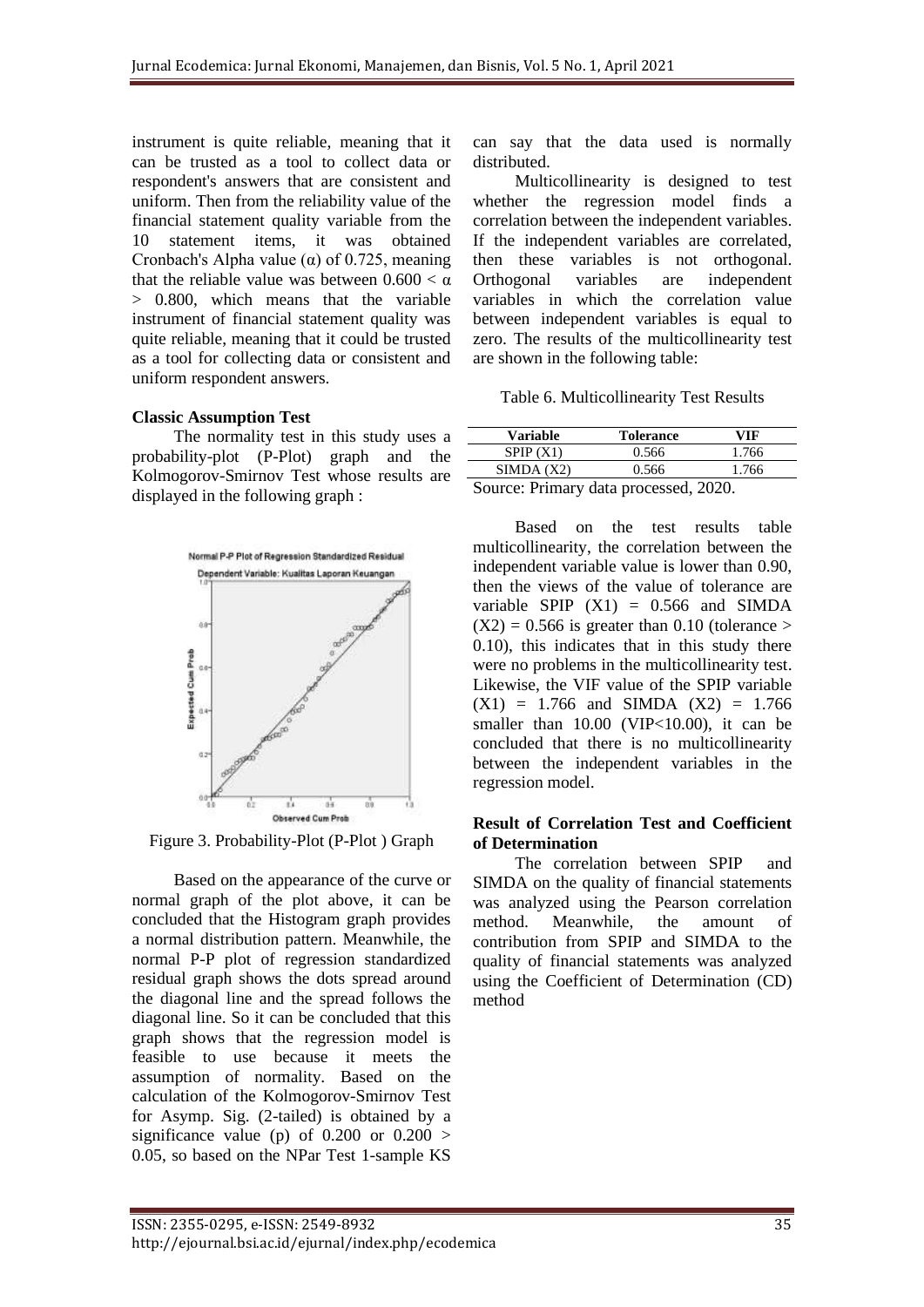instrument is quite reliable, meaning that it can be trusted as a tool to collect data or respondent's answers that are consistent and uniform. Then from the reliability value of the financial statement quality variable from the 10 statement items, it was obtained Cronbach's Alpha value (α) of 0.725, meaning that the reliable value was between $0.600 < \alpha > 0.800$, which means that the variable instrument of financial statement quality was quite reliable, meaning that it could be trusted as a tool for collecting data or consistent and uniform respondent answers.

**Classic Assumption Test**

The normality test in this study uses a probability-plot (P-Plot) graph and the Kolmogorov-Smirnov Test whose results are displayed in the following graph :

Normal P-P Plot of Regression Standardized Residual

Dependent Variable: Kualitas Laporan Keuangan

Expected Cum Prob

Observed Cum Prob

Figure 3. Probability-Plot (P-Plot ) Graph

Based on the appearance of the curve or normal graph of the plot above, it can be concluded that the Histogram graph provides a normal distribution pattern. Meanwhile, the normal P-P plot of regression standardized residual graph shows the dots spread around the diagonal line and the spread follows the diagonal line. So it can be concluded that this graph shows that the regression model is feasible to use because it meets the assumption of normality. Based on the calculation of the Kolmogorov-Smirnov Test for Asymp. Sig. (2-tailed) is obtained by a significance value (p) of 0.200 or $0.200 > 0.05$, so based on the NPar Test 1-sample KS can say that the data used is normally distributed.

Multicollinearity is designed to test whether the regression model finds a correlation between the independent variables. If the independent variables are correlated, then these variables is not orthogonal. Orthogonal variables are independent variables in which the correlation value between independent variables is equal to zero. The results of the multicollinearity test are shown in the following table:

Table 6. Multicollinearity Test Results

| Variable | Tolerance | VIF |
|---|---|---|
| SPIP (X1) | 0.566 | 1.766 |
| SIMDA (X2) | 0.566 | 1.766 |

Source: Primary data processed, 2020.

Based on the test results table multicollinearity, the correlation between the independent variable value is lower than 0.90, then the views of the value of tolerance are variable SPIP (X1) = 0.566 and SIMDA (X2) = 0.566 is greater than 0.10 (tolerance > 0.10), this indicates that in this study there were no problems in the multicollinearity test. Likewise, the VIF value of the SPIP variable (X1) = 1.766 and SIMDA (X2) = 1.766 smaller than 10.00 (VIP<10.00), it can be concluded that there is no multicollinearity between the independent variables in the regression model.

**Result of Correlation Test and Coefficient of Determination**

The correlation between SPIP and SIMDA on the quality of financial statements was analyzed using the Pearson correlation method. Meanwhile, the amount of contribution from SPIP and SIMDA to the quality of financial statements was analyzed using the Coefficient of Determination (CD) method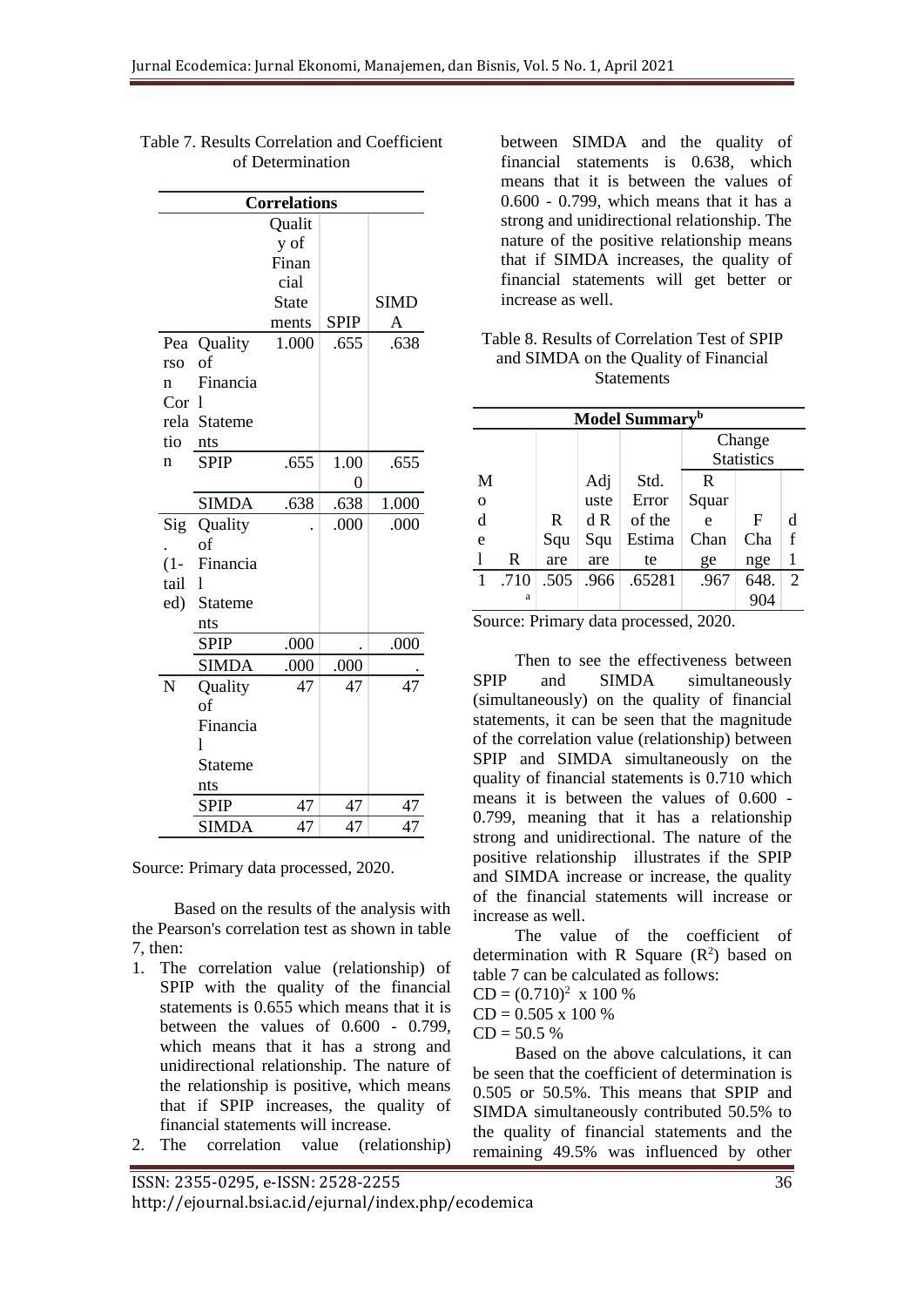Table 7. Results Correlation and Coefficient of Determination

| Correlations | | | | |
|---|---|---|---|---|
| | | Quality of Financial Statements | SPIP | SIMDA |
| Pearson Correlation | Quality of Financial Statements | 1.000 | .655 | .638 |
| | SPIP | .655 | 1.000 | .655 |
| | SIMDA | .638 | .638 | 1.000 |
| Sig. (1-tailed) | Quality of Financial Statements | . | .000 | .000 |
| | SPIP | .000 | . | .000 |
| | SIMDA | .000 | .000 | . |
| N | Quality of Financial Statements | 47 | 47 | 47 |
| | SPIP | 47 | 47 | 47 |
| | SIMDA | 47 | 47 | 47 |

Source: Primary data processed, 2020.

Based on the results of the analysis with the Pearson's correlation test as shown in table 7, then:

1. The correlation value (relationship) of SPIP with the quality of the financial statements is 0.655 which means that it is between the values of 0.600 - 0.799, which means that it has a strong and unidirectional relationship. The nature of the relationship is positive, which means that if SPIP increases, the quality of financial statements will increase.
2. The correlation value (relationship) between SIMDA and the quality of financial statements is 0.638, which means that it is between the values of 0.600 - 0.799, which means that it has a strong and unidirectional relationship. The nature of the positive relationship means that if SIMDA increases, the quality of financial statements will get better or increase as well.

Table 8. Results of Correlation Test of SPIP and SIMDA on the Quality of Financial Statements

| Model Summary[b] | | | | | | | |
|---|---|---|---|---|---|---|---|
| | | | | | Change Statistics | | |
| Model | R | R Square | Adjusted R Square | Std. Error of the Estimate | R Square Change | F Change | df1 |
| 1 | .710[a] | .505 | .966 | .65281 | .967 | 648.904 | 2 |

Source: Primary data processed, 2020.

Then to see the effectiveness between SPIP and SIMDA simultaneously (simultaneously) on the quality of financial statements, it can be seen that the magnitude of the correlation value (relationship) between SPIP and SIMDA simultaneously on the quality of financial statements is 0.710 which means it is between the values of 0.600 - 0.799, meaning that it has a relationship strong and unidirectional. The nature of the positive relationship illustrates if the SPIP and SIMDA increase or increase, the quality of the financial statements will increase or increase as well.

The value of the coefficient of determination with R Square ($R^2$) based on table 7 can be calculated as follows:

$CD = (0.710)^2 \times 100\ \%$

$CD = 0.505 \times 100\ \%$

$CD = 50.5\ \%$

Based on the above calculations, it can be seen that the coefficient of determination is 0.505 or 50.5%. This means that SPIP and SIMDA simultaneously contributed 50.5% to the quality of financial statements and the remaining 49.5% was influenced by other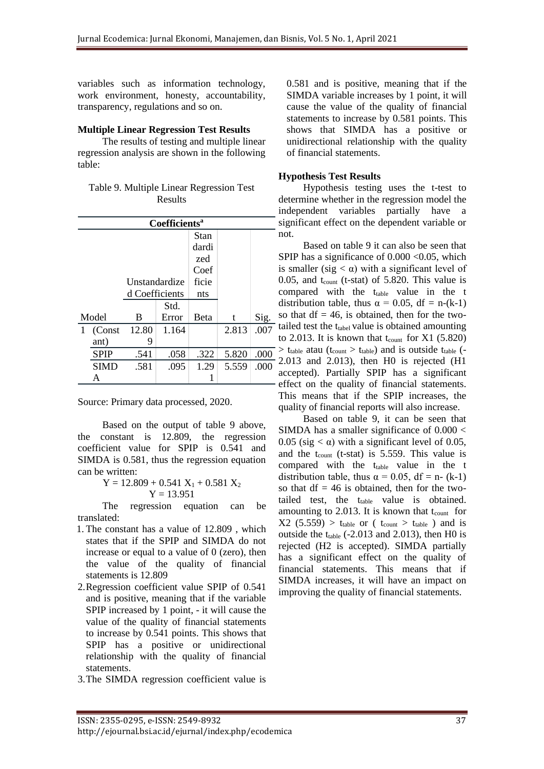variables such as information technology, work environment, honesty, accountability, transparency, regulations and so on.

**Multiple Linear Regression Test Results**

The results of testing and multiple linear regression analysis are shown in the following table:

Table 9. Multiple Linear Regression Test Results

| Coefficients[a] | | | | | | |
|---|---|---|---|---|---|---|
| | | Unstandardized Coefficients | | Standardized Coefficients | | |
| Model | | B | Std. Error | Beta | t | Sig. |
| 1 | (Constant) | 12.809 | 1.164 | | 2.813 | .007 |
| | SPIP | .541 | .058 | .322 | 5.820 | .000 |
| | SIMDA | .581 | .095 | 1.291 | 5.559 | .000 |

Source: Primary data processed, 2020.

Based on the output of table 9 above, the constant is 12.809, the regression coefficient value for SPIP is 0.541 and SIMDA is 0.581, thus the regression equation can be written:

$$Y = 12.809 + 0.541\ X_1 + 0.581\ X_2$$
$$Y = 13.951$$

The regression equation can be translated:

1. The constant has a value of 12.809 , which states that if the SPIP and SIMDA do not increase or equal to a value of 0 (zero), then the value of the quality of financial statements is 12.809
2. Regression coefficient value SPIP of 0.541 and is positive, meaning that if the variable SPIP increased by 1 point, - it will cause the value of the quality of financial statements to increase by 0.541 points. This shows that SPIP has a positive or unidirectional relationship with the quality of financial statements.
3. The SIMDA regression coefficient value is 0.581 and is positive, meaning that if the SIMDA variable increases by 1 point, it will cause the value of the quality of financial statements to increase by 0.581 points. This shows that SIMDA has a positive or unidirectional relationship with the quality of financial statements.

**Hypothesis Test Results**

Hypothesis testing uses the t-test to determine whether in the regression model the independent variables partially have a significant effect on the dependent variable or not.

Based on table 9 it can also be seen that SPIP has a significance of 0.000 <0.05, which is smaller (sig $< \alpha$) with a significant level of 0.05, and $t_{count}$ (t-stat) of 5.820. This value is compared with the $t_{table}$ value in the t distribution table, thus $\alpha = 0.05$, df = n-(k-1) so that df = 46, is obtained, then for the two-tailed test the $t_{tabel}$ value is obtained amounting to 2.013. It is known that $t_{count}$ for X1 (5.820) $> t_{table}$ atau ($t_{count} > t_{table}$) and is outside $t_{table}$ (-2.013 and 2.013), then H0 is rejected (H1 accepted). Partially SPIP has a significant effect on the quality of financial statements. This means that if the SPIP increases, the quality of financial reports will also increase.

Based on table 9, it can be seen that SIMDA has a smaller significance of 0.000 < 0.05 (sig $< \alpha$) with a significant level of 0.05, and the $t_{count}$ (t-stat) is 5.559. This value is compared with the $t_{table}$ value in the t distribution table, thus $\alpha = 0.05$, df = n- (k-1) so that df = 46 is obtained, then for the two-tailed test, the $t_{table}$ value is obtained. amounting to 2.013. It is known that $t_{count}$ for X2 (5.559) $> t_{table}$ or ( $t_{count} > t_{table}$ ) and is outside the $t_{table}$ (-2.013 and 2.013), then H0 is rejected (H2 is accepted). SIMDA partially has a significant effect on the quality of financial statements. This means that if SIMDA increases, it will have an impact on improving the quality of financial statements.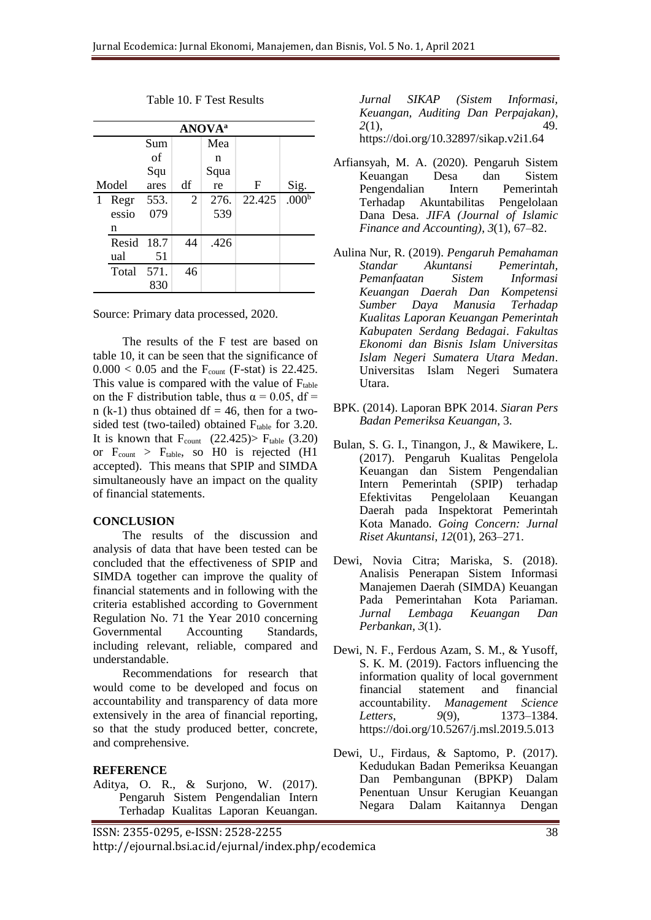Table 10. F Test Results

| ANOVA[a] | | | | | | |
|---|---|---|---|---|---|---|
| Model | | Sum of Squares | df | Mean Square | F | Sig. |
| 1 | Regression | 553.079 | 2 | 276.539 | 22.425 | .000[b] |
| | Residual | 18.751 | 44 | .426 | | |
| | Total | 571.830 | 46 | | | |

Source: Primary data processed, 2020.

The results of the F test are based on table 10, it can be seen that the significance of $0.000 < 0.05$ and the $F_{count}$ (F-stat) is 22.425. This value is compared with the value of $F_{table}$ on the F distribution table, thus $\alpha = 0.05$, df = n (k-1) thus obtained df = 46, then for a two-sided test (two-tailed) obtained $F_{table}$ for 3.20. It is known that $F_{count}$ $(22.425) > F_{table}$ $(3.20)$ or $F_{count} > F_{table}$, so H0 is rejected (H1 accepted). This means that SPIP and SIMDA simultaneously have an impact on the quality of financial statements.

## CONCLUSION

The results of the discussion and analysis of data that have been tested can be concluded that the effectiveness of SPIP and SIMDA together can improve the quality of financial statements and in following with the criteria established according to Government Regulation No. 71 the Year 2010 concerning Governmental Accounting Standards, including relevant, reliable, compared and understandable.

Recommendations for research that would come to be developed and focus on accountability and transparency of data more extensively in the area of financial reporting, so that the study produced better, concrete, and comprehensive.

## REFERENCE

Aditya, O. R., & Surjono, W. (2017). Pengaruh Sistem Pengendalian Intern Terhadap Kualitas Laporan Keuangan. *Jurnal SIKAP (Sistem Informasi, Keuangan, Auditing Dan Perpajakan)*, *2*(1), 49. https://doi.org/10.32897/sikap.v2i1.64

Arfiansyah, M. A. (2020). Pengaruh Sistem Keuangan Desa dan Sistem Pengendalian Intern Pemerintah Terhadap Akuntabilitas Pengelolaan Dana Desa. *JIFA (Journal of Islamic Finance and Accounting)*, *3*(1), 67–82.

Aulina Nur, R. (2019). *Pengaruh Pemahaman Standar Akuntansi Pemerintah, Pemanfaatan Sistem Informasi Keuangan Daerah Dan Kompetensi Sumber Daya Manusia Terhadap Kualitas Laporan Keuangan Pemerintah Kabupaten Serdang Bedagai*. *Fakultas Ekonomi dan Bisnis Islam Universitas Islam Negeri Sumatera Utara Medan*. Universitas Islam Negeri Sumatera Utara.

BPK. (2014). Laporan BPK 2014. *Siaran Pers Badan Pemeriksa Keuangan*, 3.

Bulan, S. G. I., Tinangon, J., & Mawikere, L. (2017). Pengaruh Kualitas Pengelola Keuangan dan Sistem Pengendalian Intern Pemerintah (SPIP) terhadap Efektivitas Pengelolaan Keuangan Daerah pada Inspektorat Pemerintah Kota Manado. *Going Concern: Jurnal Riset Akuntansi*, *12*(01), 263–271.

Dewi, Novia Citra; Mariska, S. (2018). Analisis Penerapan Sistem Informasi Manajemen Daerah (SIMDA) Keuangan Pada Pemerintahan Kota Pariaman. *Jurnal Lembaga Keuangan Dan Perbankan*, *3*(1).

Dewi, N. F., Ferdous Azam, S. M., & Yusoff, S. K. M. (2019). Factors influencing the information quality of local government financial statement and financial accountability. *Management Science Letters*, *9*(9), 1373–1384. https://doi.org/10.5267/j.msl.2019.5.013

Dewi, U., Firdaus, & Saptomo, P. (2017). Kedudukan Badan Pemeriksa Keuangan Dan Pembangunan (BPKP) Dalam Penentuan Unsur Kerugian Keuangan Negara Dalam Kaitannya Dengan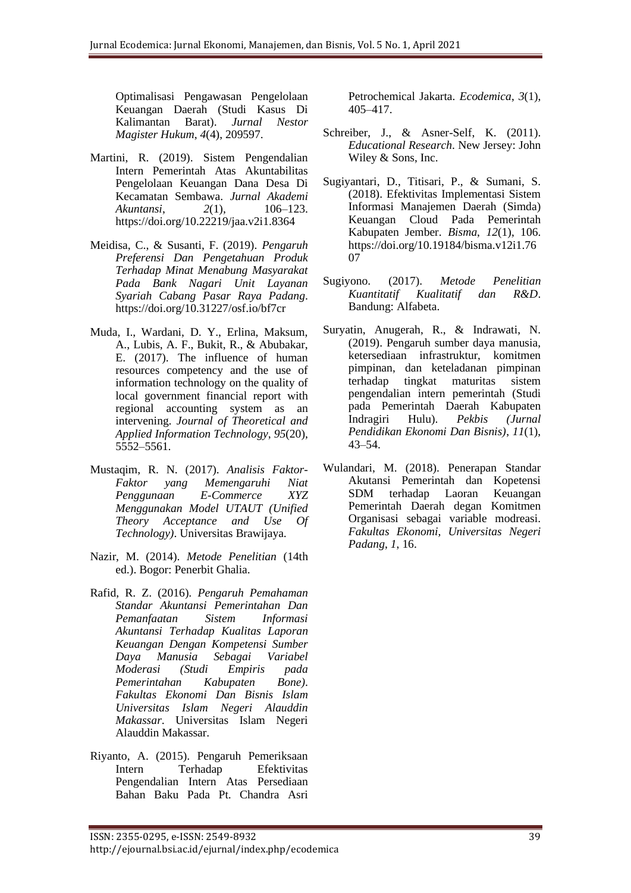Optimalisasi Pengawasan Pengelolaan Keuangan Daerah (Studi Kasus Di Kalimantan Barat). *Jurnal Nestor Magister Hukum*, *4*(4), 209597.

Martini, R. (2019). Sistem Pengendalian Intern Pemerintah Atas Akuntabilitas Pengelolaan Keuangan Dana Desa Di Kecamatan Sembawa. *Jurnal Akademi Akuntansi*, *2*(1), 106–123. https://doi.org/10.22219/jaa.v2i1.8364

Meidisa, C., & Susanti, F. (2019). *Pengaruh Preferensi Dan Pengetahuan Produk Terhadap Minat Menabung Masyarakat Pada Bank Nagari Unit Layanan Syariah Cabang Pasar Raya Padang*. https://doi.org/10.31227/osf.io/bf7cr

Muda, I., Wardani, D. Y., Erlina, Maksum, A., Lubis, A. F., Bukit, R., & Abubakar, E. (2017). The influence of human resources competency and the use of information technology on the quality of local government financial report with regional accounting system as an intervening. *Journal of Theoretical and Applied Information Technology*, *95*(20), 5552–5561.

Mustaqim, R. N. (2017). *Analisis Faktor-Faktor yang Memengaruhi Niat Penggunaan E-Commerce XYZ Menggunakan Model UTAUT (Unified Theory Acceptance and Use Of Technology)*. Universitas Brawijaya.

Nazir, M. (2014). *Metode Penelitian* (14th ed.). Bogor: Penerbit Ghalia.

Rafid, R. Z. (2016). *Pengaruh Pemahaman Standar Akuntansi Pemerintahan Dan Pemanfaatan Sistem Informasi Akuntansi Terhadap Kualitas Laporan Keuangan Dengan Kompetensi Sumber Daya Manusia Sebagai Variabel Moderasi (Studi Empiris pada Pemerintahan Kabupaten Bone)*. *Fakultas Ekonomi Dan Bisnis Islam Universitas Islam Negeri Alauddin Makassar*. Universitas Islam Negeri Alauddin Makassar.

Riyanto, A. (2015). Pengaruh Pemeriksaan Intern Terhadap Efektivitas Pengendalian Intern Atas Persediaan Bahan Baku Pada Pt. Chandra Asri Petrochemical Jakarta. *Ecodemica*, *3*(1), 405–417.

Schreiber, J., & Asner-Self, K. (2011). *Educational Research*. New Jersey: John Wiley & Sons, Inc.

Sugiyantari, D., Titisari, P., & Sumani, S. (2018). Efektivitas Implementasi Sistem Informasi Manajemen Daerah (Simda) Keuangan Cloud Pada Pemerintah Kabupaten Jember. *Bisma*, *12*(1), 106. https://doi.org/10.19184/bisma.v12i1.7607

Sugiyono. (2017). *Metode Penelitian Kuantitatif Kualitatif dan R&D*. Bandung: Alfabeta.

Suryatin, Anugerah, R., & Indrawati, N. (2019). Pengaruh sumber daya manusia, ketersediaan infrastruktur, komitmen pimpinan, dan keteladanan pimpinan terhadap tingkat maturitas sistem pengendalian intern pemerintah (Studi pada Pemerintah Daerah Kabupaten Indragiri Hulu). *Pekbis (Jurnal Pendidikan Ekonomi Dan Bisnis)*, *11*(1), 43–54.

Wulandari, M. (2018). Penerapan Standar Akutansi Pemerintah dan Kopetensi SDM terhadap Laoran Keuangan Pemerintah Daerah degan Komitmen Organisasi sebagai variable modreasi. *Fakultas Ekonomi, Universitas Negeri Padang*, *1*, 16.